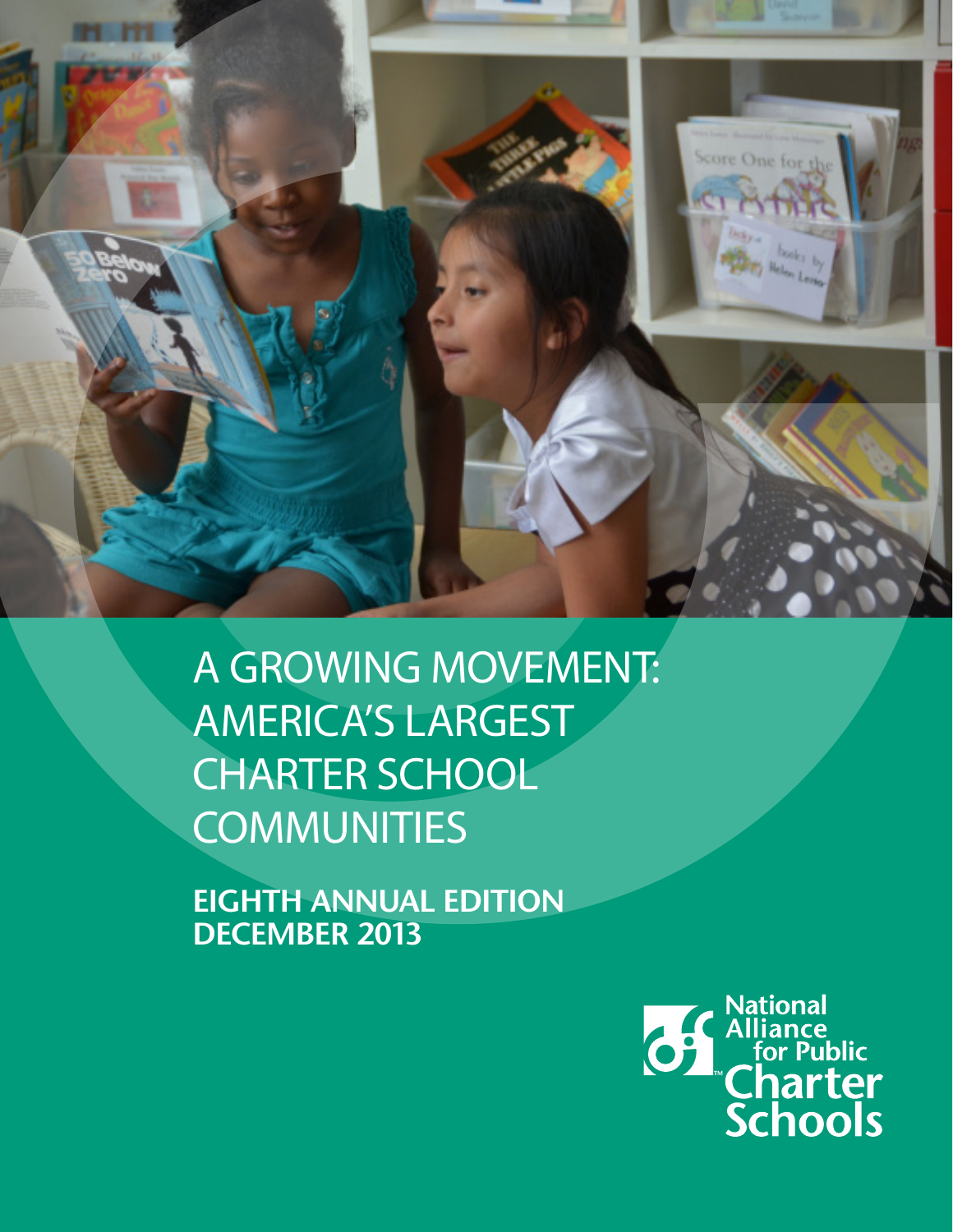# A GROWING MOVEMENT: AMERICA'S LARGEST CHARTER SCHOOL COMMUNITIES

**EIGHTH ANNUAL EDITION**
**DECEMBER 2013**

National Alliance for Public Charter Schools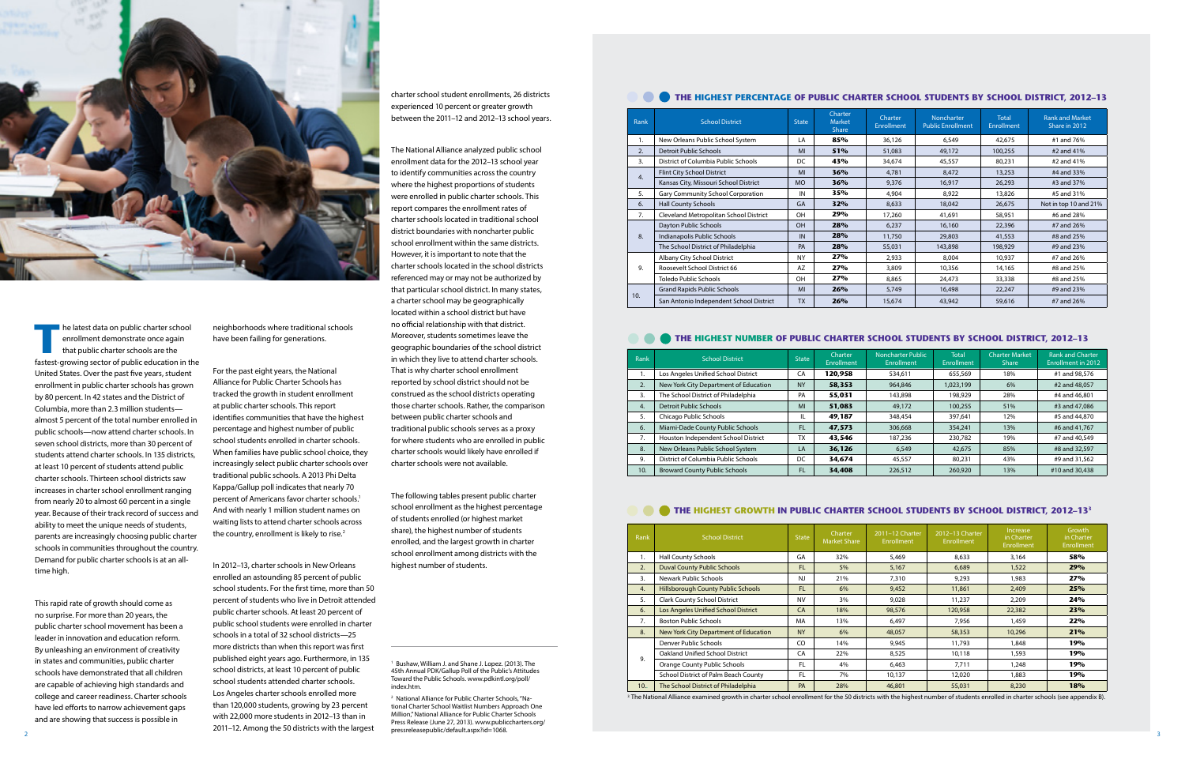The latest data on public charter school enrollment demonstrate once again that public charter schools are the fastest-growing sector of public education in the United States. Over the past five years, student enrollment in public charter schools has grown by 80 percent. In 42 states and the District of Columbia, more than 2.3 million students—almost 5 percent of the total number enrolled in public schools—now attend charter schools. In seven school districts, more than 30 percent of students attend charter schools. In 135 districts, at least 10 percent of students attend public charter schools. Thirteen school districts saw increases in charter school enrollment ranging from nearly 20 to almost 60 percent in a single year. Because of their track record of success and ability to meet the unique needs of students, parents are increasingly choosing public charter schools in communities throughout the country. Demand for public charter schools is at an all-time high.

This rapid rate of growth should come as no surprise. For more than 20 years, the public charter school movement has been a leader in innovation and education reform. By unleashing an environment of creativity in states and communities, public charter schools have demonstrated that all children are capable of achieving high standards and college and career readiness. Charter schools have led efforts to narrow achievement gaps and are showing that success is possible in neighborhoods where traditional schools have been failing for generations.

For the past eight years, the National Alliance for Public Charter Schools has tracked the growth in student enrollment at public charter schools. This report identifies communities that have the highest percentage and highest number of public school students enrolled in charter schools. When families have public school choice, they increasingly select public charter schools over traditional public schools. A 2013 Phi Delta Kappa/Gallup poll indicates that nearly 70 percent of Americans favor charter schools.[1] And with nearly 1 million student names on waiting lists to attend charter schools across the country, enrollment is likely to rise.[2]

In 2012–13, charter schools in New Orleans enrolled an astounding 85 percent of public school students. For the first time, more than 50 percent of students who live in Detroit attended public charter schools. At least 20 percent of public school students were enrolled in charter schools in a total of 32 school districts—25 more districts than when this report was first published eight years ago. Furthermore, in 135 school districts, at least 10 percent of public school students attended charter schools. Los Angeles charter schools enrolled more than 120,000 students, growing by 23 percent with 22,000 more students in 2012–13 than in 2011–12. Among the 50 districts with the largest charter school student enrollments, 26 districts experienced 10 percent or greater growth between the 2011–12 and 2012–13 school years.

The National Alliance analyzed public school enrollment data for the 2012–13 school year to identify communities across the country where the highest proportions of students were enrolled in public charter schools. This report compares the enrollment rates of charter schools located in traditional school district boundaries with noncharter public school enrollment within the same districts. However, it is important to note that the charter schools located in the school districts referenced may or may not be authorized by that particular school district. In many states, a charter school may be geographically located within a school district but have no official relationship with that district. Moreover, students sometimes leave the geographic boundaries of the school district in which they live to attend charter schools. That is why charter school enrollment reported by school district should not be construed as the school districts operating those charter schools. Rather, the comparison between public charter schools and traditional public schools serves as a proxy for where students who are enrolled in public charter schools would likely have enrolled if charter schools were not available.

The following tables present public charter school enrollment as the highest percentage of students enrolled (or highest market share), the highest number of students enrolled, and the largest growth in charter school enrollment among districts with the highest number of students.

[1] Bushaw, William J. and Shane J. Lopez. (2013). The 45th Annual PDK/Gallup Poll of the Public's Attitudes Toward the Public Schools. www.pdkintl.org/poll/index.htm.

[2] National Alliance for Public Charter Schools, "National Charter School Waitlist Numbers Approach One Million," National Alliance for Public Charter Schools Press Release (June 27, 2013). www.publiccharters.org/pressreleasepublic/default.aspx?id=1068.

## THE HIGHEST PERCENTAGE OF PUBLIC CHARTER SCHOOL STUDENTS BY SCHOOL DISTRICT, 2012–13

| Rank | School District | State | Charter Market Share | Charter Enrollment | Noncharter Public Enrollment | Total Enrollment | Rank and Market Share in 2012 |
|---|---|---|---|---|---|---|---|
| 1. | New Orleans Public School System | LA | **85%** | 36,126 | 6,549 | 42,675 | #1 and 76% |
| 2. | Detroit Public Schools | MI | **51%** | 51,083 | 49,172 | 100,255 | #2 and 41% |
| 3. | District of Columbia Public Schools | DC | **43%** | 34,674 | 45,557 | 80,231 | #2 and 41% |
| 4. | Flint City School District | MI | **36%** | 4,781 | 8,472 | 13,253 | #4 and 33% |
| | Kansas City, Missouri School District | MO | **36%** | 9,376 | 16,917 | 26,293 | #3 and 37% |
| 5. | Gary Community School Corporation | IN | **35%** | 4,904 | 8,922 | 13,826 | #5 and 31% |
| 6. | Hall County Schools | GA | **32%** | 8,633 | 18,042 | 26,675 | Not in top 10 and 21% |
| 7. | Cleveland Metropolitan School District | OH | **29%** | 17,260 | 41,691 | 58,951 | #6 and 28% |
| 8. | Dayton Public Schools | OH | **28%** | 6,237 | 16,160 | 22,396 | #7 and 26% |
| | Indianapolis Public Schools | IN | **28%** | 11,750 | 29,803 | 41,553 | #8 and 25% |
| | The School District of Philadelphia | PA | **28%** | 55,031 | 143,898 | 198,929 | #9 and 23% |
| 9. | Albany City School District | NY | **27%** | 2,933 | 8,004 | 10,937 | #7 and 26% |
| | Roosevelt School District 66 | AZ | **27%** | 3,809 | 10,356 | 14,165 | #8 and 25% |
| | Toledo Public Schools | OH | **27%** | 8,865 | 24,473 | 33,338 | #8 and 25% |
| 10. | Grand Rapids Public Schools | MI | **26%** | 5,749 | 16,498 | 22,247 | #9 and 23% |
| | San Antonio Independent School District | TX | **26%** | 15,674 | 43,942 | 59,616 | #7 and 26% |

## THE HIGHEST NUMBER OF PUBLIC CHARTER SCHOOL STUDENTS BY SCHOOL DISTRICT, 2012–13

| Rank | School District | State | Charter Enrollment | Noncharter Public Enrollment | Total Enrollment | Charter Market Share | Rank and Charter Enrollment in 2012 |
|---|---|---|---|---|---|---|---|
| 1. | Los Angeles Unified School District | CA | **120,958** | 534,611 | 655,569 | 18% | #1 and 98,576 |
| 2. | New York City Department of Education | NY | **58,353** | 964,846 | 1,023,199 | 6% | #2 and 48,057 |
| 3. | The School District of Philadelphia | PA | **55,031** | 143,898 | 198,929 | 28% | #4 and 46,801 |
| 4. | Detroit Public Schools | MI | **51,083** | 49,172 | 100,255 | 51% | #3 and 47,086 |
| 5. | Chicago Public Schools | IL | **49,187** | 348,454 | 397,641 | 12% | #5 and 44,870 |
| 6. | Miami-Dade County Public Schools | FL | **47,573** | 306,668 | 354,241 | 13% | #6 and 41,767 |
| 7. | Houston Independent School District | TX | **43,546** | 187,236 | 230,782 | 19% | #7 and 40,549 |
| 8. | New Orleans Public School System | LA | **36,126** | 6,549 | 42,675 | 85% | #8 and 32,597 |
| 9. | District of Columbia Public Schools | DC | **34,674** | 45,557 | 80,231 | 43% | #9 and 31,562 |
| 10. | Broward County Public Schools | FL | **34,408** | 226,512 | 260,920 | 13% | #10 and 30,438 |

## THE HIGHEST GROWTH IN PUBLIC CHARTER SCHOOL STUDENTS BY SCHOOL DISTRICT, 2012–13[3]

| Rank | School District | State | Charter Market Share | 2011–12 Charter Enrollment | 2012–13 Charter Enrollment | Increase in Charter Enrollment | Growth in Charter Enrollment |
|---|---|---|---|---|---|---|---|
| 1. | Hall County Schools | GA | 32% | 5,469 | 8,633 | 3,164 | **58%** |
| 2. | Duval County Public Schools | FL | 5% | 5,167 | 6,689 | 1,522 | **29%** |
| 3. | Newark Public Schools | NJ | 21% | 7,310 | 9,293 | 1,983 | **27%** |
| 4. | Hillsborough County Public Schools | FL | 6% | 9,452 | 11,861 | 2,409 | **25%** |
| 5. | Clark County School District | NV | 3% | 9,028 | 11,237 | 2,209 | **24%** |
| 6. | Los Angeles Unified School District | CA | 18% | 98,576 | 120,958 | 22,382 | **23%** |
| 7. | Boston Public Schools | MA | 13% | 6,497 | 7,956 | 1,459 | **22%** |
| 8. | New York City Department of Education | NY | 6% | 48,057 | 58,353 | 10,296 | **21%** |
| 9. | Denver Public Schools | CO | 14% | 9,945 | 11,793 | 1,848 | **19%** |
| | Oakland Unified School District | CA | 22% | 8,525 | 10,118 | 1,593 | **19%** |
| | Orange County Public Schools | FL | 4% | 6,463 | 7,711 | 1,248 | **19%** |
| | School District of Palm Beach County | FL | 7% | 10,137 | 12,020 | 1,883 | **19%** |
| 10. | The School District of Philadelphia | PA | 28% | 46,801 | 55,031 | 8,230 | **18%** |

[3] The National Alliance examined growth in charter school enrollment for the 50 districts with the highest number of students enrolled in charter schools (see appendix B).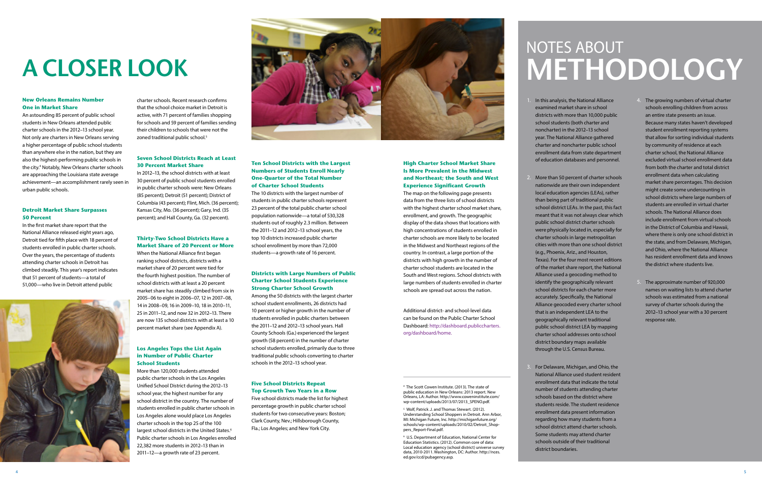# A CLOSER LOOK

### New Orleans Remains Number One in Market Share

An astounding 85 percent of public school students in New Orleans attended public charter schools in the 2012–13 school year. Not only are charters in New Orleans serving a higher percentage of public school students than anywhere else in the nation, but they are also the highest-performing public schools in the city.[4] Notably, New Orleans charter schools are approaching the Louisiana state average achievement—an accomplishment rarely seen in urban public schools.

### Detroit Market Share Surpasses 50 Percent

In the first market share report that the National Alliance released eight years ago, Detroit tied for fifth place with 18 percent of students enrolled in public charter schools. Over the years, the percentage of students attending charter schools in Detroit has climbed steadily. This year's report indicates that 51 percent of students—a total of 51,000—who live in Detroit attend public charter schools. Recent research confirms that the school choice market in Detroit is active, with 71 percent of families shopping for schools and 59 percent of families sending their children to schools that were not the zoned traditional public school.[5]

### Seven School Districts Reach at Least 30 Percent Market Share

In 2012–13, the school districts with at least 30 percent of public school students enrolled in public charter schools were: New Orleans (85 percent); Detroit (51 percent); District of Columbia (43 percent); Flint, Mich. (36 percent); Kansas City, Mo. (36 percent); Gary, Ind. (35 percent); and Hall County, Ga. (32 percent).

### Thirty-Two School Districts Have a Market Share of 20 Percent or More

When the National Alliance first began ranking school districts, districts with a market share of 20 percent were tied for the fourth highest position. The number of school districts with at least a 20 percent market share has steadily climbed from six in 2005–06 to eight in 2006–07, 12 in 2007–08, 14 in 2008–09, 16 in 2009–10, 18 in 2010–11, 25 in 2011–12, and now 32 in 2012–13. There are now 135 school districts with at least a 10 percent market share (see Appendix A).

### Los Angeles Tops the List Again in Number of Public Charter School Students

More than 120,000 students attended public charter schools in the Los Angeles Unified School District during the 2012–13 school year, the highest number for any school district in the country. The number of students enrolled in public charter schools in Los Angeles alone would place Los Angeles charter schools in the top 25 of the 100 largest school districts in the United States.[6] Public charter schools in Los Angeles enrolled 22,382 more students in 2012–13 than in 2011–12—a growth rate of 23 percent.

### Ten School Districts with the Largest Numbers of Students Enroll Nearly One-Quarter of the Total Number of Charter School Students

The 10 districts with the largest number of students in public charter schools represent 23 percent of the total public charter school population nationwide—a total of 530,328 students out of roughly 2.3 million. Between the 2011–12 and 2012–13 school years, the top 10 districts increased public charter school enrollment by more than 72,000 students—a growth rate of 16 percent.

### Districts with Large Numbers of Public Charter School Students Experience Strong Charter School Growth

Among the 50 districts with the largest charter school student enrollments, 26 districts had 10 percent or higher growth in the number of students enrolled in public charter schools between the 2011–12 and 2012–13 school years. Hall County Schools (Ga.) experienced the largest growth (58 percent) in the number of charter school students enrolled, primarily due to three traditional public schools converting to charter schools in the 2012–13 school year.

### Five School Districts Repeat Top Growth Two Years in a Row

Five school districts made the list for highest percentage growth in public charter school students for two consecutive years: Boston; Clark County, Nev.; Hillsborough County, Fla.; Los Angeles; and New York City.

### High Charter School Market Share Is More Prevalent in the Midwest and Northeast; the South and West Experience Significant Growth

The map on the following page presents data from the three lists of school districts with the highest charter school market share, enrollment, and growth. The geographic display of the data shows that locations with high concentrations of students enrolled in charter schools are more likely to be located in the Midwest and Northeast regions of the country. In contrast, a large portion of the districts with high growth in the number of charter school students are located in the South and West regions. School districts with large numbers of students enrolled in charter schools are spread out across the nation.

Additional district- and school-level data can be found on the Public Charter School Dashboard: http://dashboard.publiccharters.org/dashboard/home.

---

[4] The Scott Cowen Institute. (2013). The state of public education in New Orleans: 2013 report. New Orleans, LA: Author. http://www.coweninstitute.com/wp-content/uploads/2013/07/2013_SPENO.pdf.

[5] Wolf, Patrick J. and Thomas Stewart. (2012). Understanding School Shoppers in Detroit. Ann Arbor, MI: Michigan Future, Inc. http://michiganfuture.org/schools/wp-content/uploads/2010/02/Detroit_Shoppers_Report-Final.pdf.

[6] U.S. Department of Education, National Center for Education Statistics. (2012). Common core of data: Local education agency (school district) universe survey data, 2010-2011. Washington, DC: Author. http://nces.ed.gov/ccd/pubagency.asp.

# NOTES ABOUT METHODOLOGY

1. In this analysis, the National Alliance examined market share in school districts with more than 10,000 public school students (both charter and noncharter) in the 2012–13 school year. The National Alliance gathered charter and noncharter public school enrollment data from state department of education databases and personnel.

2. More than 50 percent of charter schools nationwide are their own independent local education agencies (LEAs), rather than being part of traditional public school district LEAs. In the past, this fact meant that it was not always clear which public school district charter schools were physically located in, especially for charter schools in large metropolitan cities with more than one school district (e.g., Phoenix, Ariz., and Houston, Texas). For the four most recent editions of the market share report, the National Alliance used a geocoding method to identify the geographically relevant school districts for each charter more accurately. Specifically, the National Alliance geocoded every charter school that is an independent LEA to the geographically relevant traditional public school district LEA by mapping charter school addresses onto school district boundary maps available through the U.S. Census Bureau.

3. For Delaware, Michigan, and Ohio, the National Alliance used student resident enrollment data that indicate the total number of students attending charter schools based on the district where students reside. The student residence enrollment data present information regarding how many students from a school district attend charter schools. Some students may attend charter schools outside of their traditional district boundaries.

4. The growing numbers of virtual charter schools enrolling children from across an entire state presents an issue. Because many states haven't developed student enrollment reporting systems that allow for sorting individual students by community of residence at each charter school, the National Alliance excluded virtual school enrollment data from both the charter and total district enrollment data when calculating market share percentages. This decision might create some undercounting in school districts where large numbers of students are enrolled in virtual charter schools. The National Alliance does include enrollment from virtual schools in the District of Columbia and Hawaii, where there is only one school district in the state, and from Delaware, Michigan, and Ohio, where the National Alliance has resident enrollment data and knows the district where students live.

5. The approximate number of 920,000 names on waiting lists to attend charter schools was estimated from a national survey of charter schools during the 2012–13 school year with a 30 percent response rate.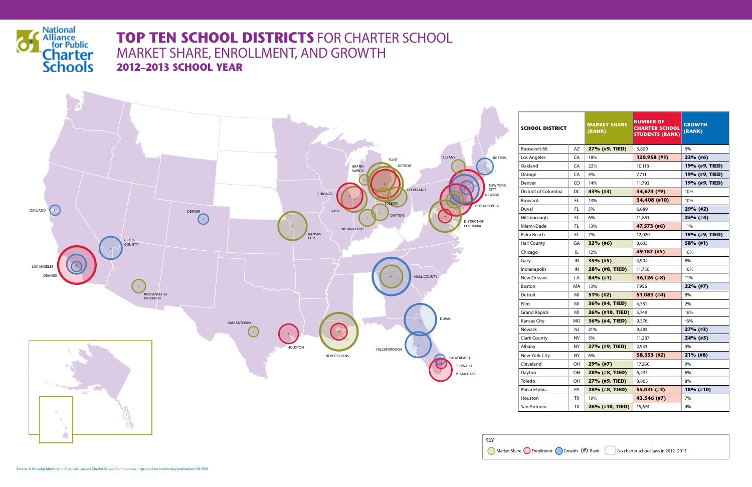# TOP TEN SCHOOL DISTRICTS FOR CHARTER SCHOOL MARKET SHARE, ENROLLMENT, AND GROWTH

## 2012–2013 SCHOOL YEAR

| SCHOOL DISTRICT | | MARKET SHARE (RANK) | NUMBER OF CHARTER SCHOOL STUDENTS (RANK) | GROWTH (RANK) |
|---|---|---|---|---|
| Roosevelt 66 | AZ | **27% (#9, TIED)** | 3,809 | 6% |
| Los Angeles | CA | 18% | **120,958 (#1)** | **23% (#6)** |
| Oakland | CA | 22% | 10,118 | **19% (#9, TIED)** |
| Orange | CA | 4% | 7,711 | **19% (#9, TIED)** |
| Denver | CO | 14% | 11,793 | **19% (#9, TIED)** |
| District of Columbia | DC | **43% (#3)** | **34,674 (#9)** | 10% |
| Broward | FL | 13% | **34,408 (#10)** | 10% |
| Duval | FL | 5% | 6,689 | **29% (#2)** |
| Hillsborough | FL | 6% | 11,861 | **25% (#4)** |
| Miami-Dade | FL | 13% | **47,573 (#6)** | 11% |
| Palm Beach | FL | 7% | 12,020 | **19% (#9, TIED)** |
| Hall County | GA | **32% (#6)** | 8,633 | **58% (#1)** |
| Chicago | IL | 12% | **49,187 (#5)** | 10% |
| Gary | IN | **35% (#5)** | 4,904 | 8% |
| Indianapolis | IN | **28% (#8, TIED)** | 11,750 | 10% |
| New Orleans | LA | **84% (#1)** | **36,126 (#8)** | 11% |
| Boston | MA | 13% | 7,956 | **22% (#7)** |
| Detroit | MI | **51% (#2)** | **51,083 (#4)** | 8% |
| Flint | MI | **36% (#4, TIED)** | 4,781 | 2% |
| Grand Rapids | MI | **26% (#10, TIED)** | 5,749 | 16% |
| Kansas City | MO | **36% (#4, TIED)** | 9,376 | -6% |
| Newark | NJ | 21% | 9,293 | **27% (#3)** |
| Clark County | NV | 3% | 11,237 | **24% (#5)** |
| Albany | NY | **27% (#9, TIED)** | 2,933 | 3% |
| New York City | NY | 6% | **58,353 (#2)** | **21% (#8)** |
| Cleveland | OH | **29% (#7)** | 17,260 | 9% |
| Dayton | OH | **28% (#8, TIED)** | 6,237 | 6% |
| Toledo | OH | **27% (#9, TIED)** | 8,865 | 8% |
| Philadelphia | PA | **28% (#8, TIED)** | **55,031 (#3)** | **18% (#10)** |
| Houston | TX | 19% | **43,546 (#7)** | 7% |
| San Antonio | TX | **26% (#10, TIED)** | 15,674 | 4% |

KEY: Market Share, Enrollment, Growth, (#) Rank, No charter school laws in 2012-2013

Source: A Growing Movement: America's Largest Charter School Communities. http://publiccharters.org/publication/?id=902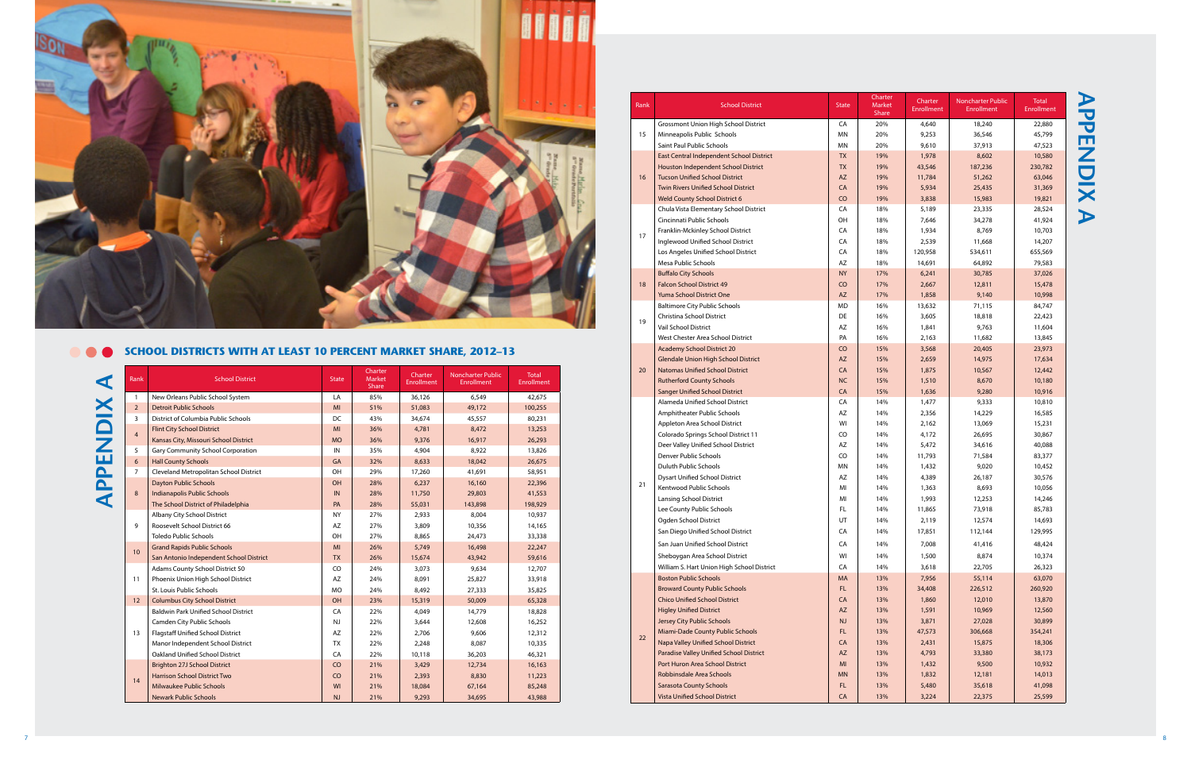# APPENDIX A

## SCHOOL DISTRICTS WITH AT LEAST 10 PERCENT MARKET SHARE, 2012–13

| Rank | School District | State | Charter Market Share | Charter Enrollment | Noncharter Public Enrollment | Total Enrollment |
|---|---|---|---|---|---|---|
| 1 | New Orleans Public School System | LA | 85% | 36,126 | 6,549 | 42,675 |
| 2 | Detroit Public Schools | MI | 51% | 51,083 | 49,172 | 100,255 |
| 3 | District of Columbia Public Schools | DC | 43% | 34,674 | 45,557 | 80,231 |
| 4 | Flint City School District | MI | 36% | 4,781 | 8,472 | 13,253 |
| | Kansas City, Missouri School District | MO | 36% | 9,376 | 16,917 | 26,293 |
| 5 | Gary Community School Corporation | IN | 35% | 4,904 | 8,922 | 13,826 |
| 6 | Hall County Schools | GA | 32% | 8,633 | 18,042 | 26,675 |
| 7 | Cleveland Metropolitan School District | OH | 29% | 17,260 | 41,691 | 58,951 |
| 8 | Dayton Public Schools | OH | 28% | 6,237 | 16,160 | 22,396 |
| | Indianapolis Public Schools | IN | 28% | 11,750 | 29,803 | 41,553 |
| | The School District of Philadelphia | PA | 28% | 55,031 | 143,898 | 198,929 |
| 9 | Albany City School District | NY | 27% | 2,933 | 8,004 | 10,937 |
| | Roosevelt School District 66 | AZ | 27% | 3,809 | 10,356 | 14,165 |
| | Toledo Public Schools | OH | 27% | 8,865 | 24,473 | 33,338 |
| 10 | Grand Rapids Public Schools | MI | 26% | 5,749 | 16,498 | 22,247 |
| | San Antonio Independent School District | TX | 26% | 15,674 | 43,942 | 59,616 |
| 11 | Adams County School District 50 | CO | 24% | 3,073 | 9,634 | 12,707 |
| | Phoenix Union High School District | AZ | 24% | 8,091 | 25,827 | 33,918 |
| | St. Louis Public Schools | MO | 24% | 8,492 | 27,333 | 35,825 |
| 12 | Columbus City School District | OH | 23% | 15,319 | 50,009 | 65,328 |
| 13 | Baldwin Park Unified School District | CA | 22% | 4,049 | 14,779 | 18,828 |
| | Camden City Public Schools | NJ | 22% | 3,644 | 12,608 | 16,252 |
| | Flagstaff Unified School District | AZ | 22% | 2,706 | 9,606 | 12,312 |
| | Manor Independent School District | TX | 22% | 2,248 | 8,087 | 10,335 |
| | Oakland Unified School District | CA | 22% | 10,118 | 36,203 | 46,321 |
| 14 | Brighton 27J School District | CO | 21% | 3,429 | 12,734 | 16,163 |
| | Harrison School District Two | CO | 21% | 2,393 | 8,830 | 11,223 |
| | Milwaukee Public Schools | WI | 21% | 18,084 | 67,164 | 85,248 |
| | Newark Public Schools | NJ | 21% | 9,293 | 34,695 | 43,988 |
| 15 | Grossmont Union High School District | CA | 20% | 4,640 | 18,240 | 22,880 |
| | Minneapolis Public Schools | MN | 20% | 9,253 | 36,546 | 45,799 |
| | Saint Paul Public Schools | MN | 20% | 9,610 | 37,913 | 47,523 |
| 16 | East Central Independent School District | TX | 19% | 1,978 | 8,602 | 10,580 |
| | Houston Independent School District | TX | 19% | 43,546 | 187,236 | 230,782 |
| | Tucson Unified School District | AZ | 19% | 11,784 | 51,262 | 63,046 |
| | Twin Rivers Unified School District | CA | 19% | 5,934 | 25,435 | 31,369 |
| | Weld County School District 6 | CO | 19% | 3,838 | 15,983 | 19,821 |
| 17 | Chula Vista Elementary School District | CA | 18% | 5,189 | 23,335 | 28,524 |
| | Cincinnati Public Schools | OH | 18% | 7,646 | 34,278 | 41,924 |
| | Franklin-Mckinley School District | CA | 18% | 1,934 | 8,769 | 10,703 |
| | Inglewood Unified School District | CA | 18% | 2,539 | 11,668 | 14,207 |
| | Los Angeles Unified School District | CA | 18% | 120,958 | 534,611 | 655,569 |
| | Mesa Public Schools | AZ | 18% | 14,691 | 64,892 | 79,583 |
| 18 | Buffalo City Schools | NY | 17% | 6,241 | 30,785 | 37,026 |
| | Falcon School District 49 | CO | 17% | 2,667 | 12,811 | 15,478 |
| | Yuma School District One | AZ | 17% | 1,858 | 9,140 | 10,998 |
| 19 | Baltimore City Public Schools | MD | 16% | 13,632 | 71,115 | 84,747 |
| | Christina School District | DE | 16% | 3,605 | 18,818 | 22,423 |
| | Vail School District | AZ | 16% | 1,841 | 9,763 | 11,604 |
| | West Chester Area School District | PA | 16% | 2,163 | 11,682 | 13,845 |
| 20 | Academy School District 20 | CO | 15% | 3,568 | 20,405 | 23,973 |
| | Glendale Union High School District | AZ | 15% | 2,659 | 14,975 | 17,634 |
| | Natomas Unified School District | CA | 15% | 1,875 | 10,567 | 12,442 |
| | Rutherford County Schools | NC | 15% | 1,510 | 8,670 | 10,180 |
| | Sanger Unified School District | CA | 15% | 1,636 | 9,280 | 10,916 |
| 21 | Alameda Unified School District | CA | 14% | 1,477 | 9,333 | 10,810 |
| | Amphitheater Public Schools | AZ | 14% | 2,356 | 14,229 | 16,585 |
| | Appleton Area School District | WI | 14% | 2,162 | 13,069 | 15,231 |
| | Colorado Springs School District 11 | CO | 14% | 4,172 | 26,695 | 30,867 |
| | Deer Valley Unified School District | AZ | 14% | 5,472 | 34,616 | 40,088 |
| | Denver Public Schools | CO | 14% | 11,793 | 71,584 | 83,377 |
| | Duluth Public Schools | MN | 14% | 1,432 | 9,020 | 10,452 |
| | Dysart Unified School District | AZ | 14% | 4,389 | 26,187 | 30,576 |
| | Kentwood Public Schools | MI | 14% | 1,363 | 8,693 | 10,056 |
| | Lansing School District | MI | 14% | 1,993 | 12,253 | 14,246 |
| | Lee County Public Schools | FL | 14% | 11,865 | 73,918 | 85,783 |
| | Ogden School District | UT | 14% | 2,119 | 12,574 | 14,693 |
| | San Diego Unified School District | CA | 14% | 17,851 | 112,144 | 129,995 |
| | San Juan Unified School District | CA | 14% | 7,008 | 41,416 | 48,424 |
| | Sheboygan Area School District | WI | 14% | 1,500 | 8,874 | 10,374 |
| | William S. Hart Union High School District | CA | 14% | 3,618 | 22,705 | 26,323 |
| 22 | Boston Public Schools | MA | 13% | 7,956 | 55,114 | 63,070 |
| | Broward County Public Schools | FL | 13% | 34,408 | 226,512 | 260,920 |
| | Chico Unified School District | CA | 13% | 1,860 | 12,010 | 13,870 |
| | Higley Unified District | AZ | 13% | 1,591 | 10,969 | 12,560 |
| | Jersey City Public Schools | NJ | 13% | 3,871 | 27,028 | 30,899 |
| | Miami-Dade County Public Schools | FL | 13% | 47,573 | 306,668 | 354,241 |
| | Napa Valley Unified School District | CA | 13% | 2,431 | 15,875 | 18,306 |
| | Paradise Valley Unified School District | AZ | 13% | 4,793 | 33,380 | 38,173 |
| | Port Huron Area School District | MI | 13% | 1,432 | 9,500 | 10,932 |
| | Robbinsdale Area Schools | MN | 13% | 1,832 | 12,181 | 14,013 |
| | Sarasota County Schools | FL | 13% | 5,480 | 35,618 | 41,098 |
| | Vista Unified School District | CA | 13% | 3,224 | 22,375 | 25,599 |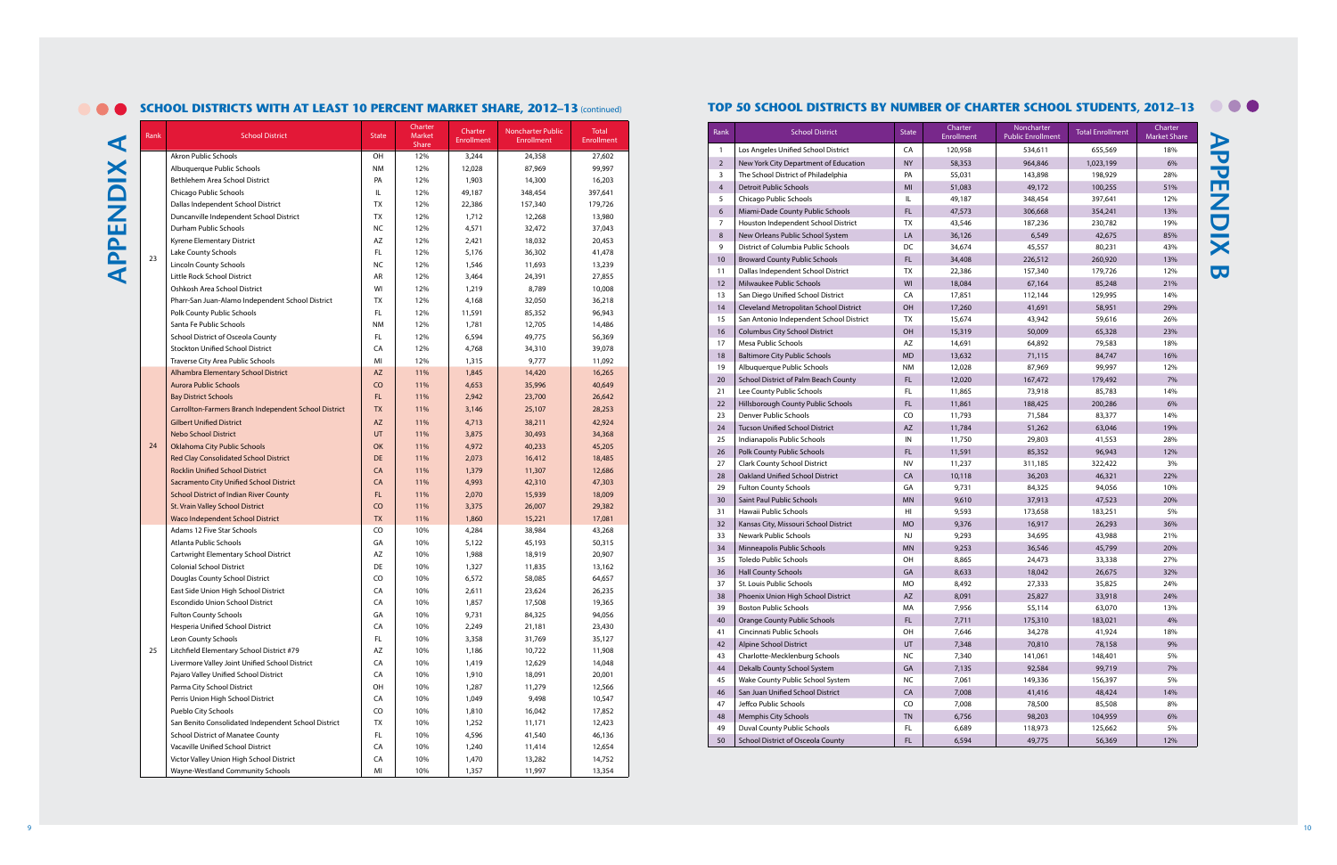## APPENDIX A

## SCHOOL DISTRICTS WITH AT LEAST 10 PERCENT MARKET SHARE, 2012–13 (continued)

| Rank | School District | State | Charter Market Share | Charter Enrollment | Noncharter Public Enrollment | Total Enrollment |
|---|---|---|---|---|---|---|
| 23 | Akron Public Schools | OH | 12% | 3,244 | 24,358 | 27,602 |
| | Albuquerque Public Schools | NM | 12% | 12,028 | 87,969 | 99,997 |
| | Bethlehem Area School District | PA | 12% | 1,903 | 14,300 | 16,203 |
| | Chicago Public Schools | IL | 12% | 49,187 | 348,454 | 397,641 |
| | Dallas Independent School District | TX | 12% | 22,386 | 157,340 | 179,726 |
| | Duncanville Independent School District | TX | 12% | 1,712 | 12,268 | 13,980 |
| | Durham Public Schools | NC | 12% | 4,571 | 32,472 | 37,043 |
| | Kyrene Elementary District | AZ | 12% | 2,421 | 18,032 | 20,453 |
| | Lake County Schools | FL | 12% | 5,176 | 36,302 | 41,478 |
| | Lincoln County Schools | NC | 12% | 1,546 | 11,693 | 13,239 |
| | Little Rock School District | AR | 12% | 3,464 | 24,391 | 27,855 |
| | Oshkosh Area School District | WI | 12% | 1,219 | 8,789 | 10,008 |
| | Pharr-San Juan-Alamo Independent School District | TX | 12% | 4,168 | 32,050 | 36,218 |
| | Polk County Public Schools | FL | 12% | 11,591 | 85,352 | 96,943 |
| | Santa Fe Public Schools | NM | 12% | 1,781 | 12,705 | 14,486 |
| | School District of Osceola County | FL | 12% | 6,594 | 49,775 | 56,369 |
| | Stockton Unified School District | CA | 12% | 4,768 | 34,310 | 39,078 |
| | Traverse City Area Public Schools | MI | 12% | 1,315 | 9,777 | 11,092 |
| 24 | Alhambra Elementary School District | AZ | 11% | 1,845 | 14,420 | 16,265 |
| | Aurora Public Schools | CO | 11% | 4,653 | 35,996 | 40,649 |
| | Bay District Schools | FL | 11% | 2,942 | 23,700 | 26,642 |
| | Carrollton-Farmers Branch Independent School District | TX | 11% | 3,146 | 25,107 | 28,253 |
| | Gilbert Unified District | AZ | 11% | 4,713 | 38,211 | 42,924 |
| | Nebo School District | UT | 11% | 3,875 | 30,493 | 34,368 |
| | Oklahoma City Public Schools | OK | 11% | 4,972 | 40,233 | 45,205 |
| | Red Clay Consolidated School District | DE | 11% | 2,073 | 16,412 | 18,485 |
| | Rocklin Unified School District | CA | 11% | 1,379 | 11,307 | 12,686 |
| | Sacramento City Unified School District | CA | 11% | 4,993 | 42,310 | 47,303 |
| | School District of Indian River County | FL | 11% | 2,070 | 15,939 | 18,009 |
| | St. Vrain Valley School District | CO | 11% | 3,375 | 26,007 | 29,382 |
| | Waco Independent School District | TX | 11% | 1,860 | 15,221 | 17,081 |
| 25 | Adams 12 Five Star Schools | CO | 10% | 4,284 | 38,984 | 43,268 |
| | Atlanta Public Schools | GA | 10% | 5,122 | 45,193 | 50,315 |
| | Cartwright Elementary School District | AZ | 10% | 1,988 | 18,919 | 20,907 |
| | Colonial School District | DE | 10% | 1,327 | 11,835 | 13,162 |
| | Douglas County School District | CO | 10% | 6,572 | 58,085 | 64,657 |
| | East Side Union High School District | CA | 10% | 2,611 | 23,624 | 26,235 |
| | Escondido Union School District | CA | 10% | 1,857 | 17,508 | 19,365 |
| | Fulton County Schools | GA | 10% | 9,731 | 84,325 | 94,056 |
| | Hesperia Unified School District | CA | 10% | 2,249 | 21,181 | 23,430 |
| | Leon County Schools | FL | 10% | 3,358 | 31,769 | 35,127 |
| | Litchfield Elementary School District #79 | AZ | 10% | 1,186 | 10,722 | 11,908 |
| | Livermore Valley Joint Unified School District | CA | 10% | 1,419 | 12,629 | 14,048 |
| | Pajaro Valley Unified School District | CA | 10% | 1,910 | 18,091 | 20,001 |
| | Parma City School District | OH | 10% | 1,287 | 11,279 | 12,566 |
| | Perris Union High School District | CA | 10% | 1,049 | 9,498 | 10,547 |
| | Pueblo City Schools | CO | 10% | 1,810 | 16,042 | 17,852 |
| | San Benito Consolidated Independent School District | TX | 10% | 1,252 | 11,171 | 12,423 |
| | School District of Manatee County | FL | 10% | 4,596 | 41,540 | 46,136 |
| | Vacaville Unified School District | CA | 10% | 1,240 | 11,414 | 12,654 |
| | Victor Valley Union High School District | CA | 10% | 1,470 | 13,282 | 14,752 |
| | Wayne-Westland Community Schools | MI | 10% | 1,357 | 11,997 | 13,354 |

## APPENDIX B

## TOP 50 SCHOOL DISTRICTS BY NUMBER OF CHARTER SCHOOL STUDENTS, 2012–13

| Rank | School District | State | Charter Enrollment | Noncharter Public Enrollment | Total Enrollment | Charter Market Share |
|---|---|---|---|---|---|---|
| 1 | Los Angeles Unified School District | CA | 120,958 | 534,611 | 655,569 | 18% |
| 2 | New York City Department of Education | NY | 58,353 | 964,846 | 1,023,199 | 6% |
| 3 | The School District of Philadelphia | PA | 55,031 | 143,898 | 198,929 | 28% |
| 4 | Detroit Public Schools | MI | 51,083 | 49,172 | 100,255 | 51% |
| 5 | Chicago Public Schools | IL | 49,187 | 348,454 | 397,641 | 12% |
| 6 | Miami-Dade County Public Schools | FL | 47,573 | 306,668 | 354,241 | 13% |
| 7 | Houston Independent School District | TX | 43,546 | 187,236 | 230,782 | 19% |
| 8 | New Orleans Public School System | LA | 36,126 | 6,549 | 42,675 | 85% |
| 9 | District of Columbia Public Schools | DC | 34,674 | 45,557 | 80,231 | 43% |
| 10 | Broward County Public Schools | FL | 34,408 | 226,512 | 260,920 | 13% |
| 11 | Dallas Independent School District | TX | 22,386 | 157,340 | 179,726 | 12% |
| 12 | Milwaukee Public Schools | WI | 18,084 | 67,164 | 85,248 | 21% |
| 13 | San Diego Unified School District | CA | 17,851 | 112,144 | 129,995 | 14% |
| 14 | Cleveland Metropolitan School District | OH | 17,260 | 41,691 | 58,951 | 29% |
| 15 | San Antonio Independent School District | TX | 15,674 | 43,942 | 59,616 | 26% |
| 16 | Columbus City School District | OH | 15,319 | 50,009 | 65,328 | 23% |
| 17 | Mesa Public Schools | AZ | 14,691 | 64,892 | 79,583 | 18% |
| 18 | Baltimore City Public Schools | MD | 13,632 | 71,115 | 84,747 | 16% |
| 19 | Albuquerque Public Schools | NM | 12,028 | 87,969 | 99,997 | 12% |
| 20 | School District of Palm Beach County | FL | 12,020 | 167,472 | 179,492 | 7% |
| 21 | Lee County Public Schools | FL | 11,865 | 73,918 | 85,783 | 14% |
| 22 | Hillsborough County Public Schools | FL | 11,861 | 188,425 | 200,286 | 6% |
| 23 | Denver Public Schools | CO | 11,793 | 71,584 | 83,377 | 14% |
| 24 | Tucson Unified School District | AZ | 11,784 | 51,262 | 63,046 | 19% |
| 25 | Indianapolis Public Schools | IN | 11,750 | 29,803 | 41,553 | 28% |
| 26 | Polk County Public Schools | FL | 11,591 | 85,352 | 96,943 | 12% |
| 27 | Clark County School District | NV | 11,237 | 311,185 | 322,422 | 3% |
| 28 | Oakland Unified School District | CA | 10,118 | 36,203 | 46,321 | 22% |
| 29 | Fulton County Schools | GA | 9,731 | 84,325 | 94,056 | 10% |
| 30 | Saint Paul Public Schools | MN | 9,610 | 37,913 | 47,523 | 20% |
| 31 | Hawaii Public Schools | HI | 9,593 | 173,658 | 183,251 | 5% |
| 32 | Kansas City, Missouri School District | MO | 9,376 | 16,917 | 26,293 | 36% |
| 33 | Newark Public Schools | NJ | 9,293 | 34,695 | 43,988 | 21% |
| 34 | Minneapolis Public Schools | MN | 9,253 | 36,546 | 45,799 | 20% |
| 35 | Toledo Public Schools | OH | 8,865 | 24,473 | 33,338 | 27% |
| 36 | Hall County Schools | GA | 8,633 | 18,042 | 26,675 | 32% |
| 37 | St. Louis Public Schools | MO | 8,492 | 27,333 | 35,825 | 24% |
| 38 | Phoenix Union High School District | AZ | 8,091 | 25,827 | 33,918 | 24% |
| 39 | Boston Public Schools | MA | 7,956 | 55,114 | 63,070 | 13% |
| 40 | Orange County Public Schools | FL | 7,711 | 175,310 | 183,021 | 4% |
| 41 | Cincinnati Public Schools | OH | 7,646 | 34,278 | 41,924 | 18% |
| 42 | Alpine School District | UT | 7,348 | 70,810 | 78,158 | 9% |
| 43 | Charlotte-Mecklenburg Schools | NC | 7,340 | 141,061 | 148,401 | 5% |
| 44 | Dekalb County School System | GA | 7,135 | 92,584 | 99,719 | 7% |
| 45 | Wake County Public School System | NC | 7,061 | 149,336 | 156,397 | 5% |
| 46 | San Juan Unified School District | CA | 7,008 | 41,416 | 48,424 | 14% |
| 47 | Jeffco Public Schools | CO | 7,008 | 78,500 | 85,508 | 8% |
| 48 | Memphis City Schools | TN | 6,756 | 98,203 | 104,959 | 6% |
| 49 | Duval County Public Schools | FL | 6,689 | 118,973 | 125,662 | 5% |
| 50 | School District of Osceola County | FL | 6,594 | 49,775 | 56,369 | 12% |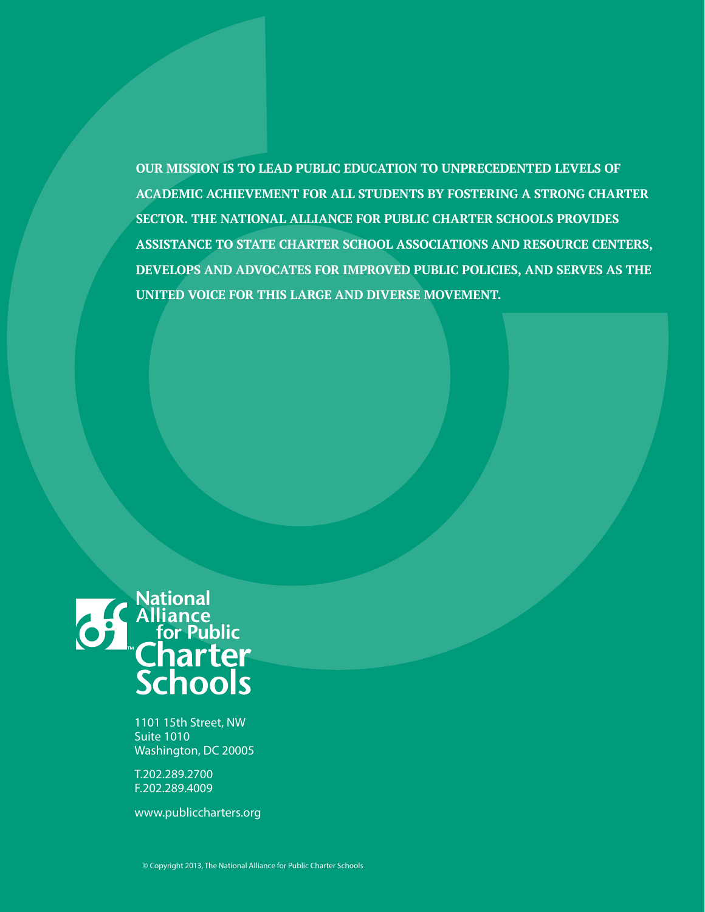**OUR MISSION IS TO LEAD PUBLIC EDUCATION TO UNPRECEDENTED LEVELS OF ACADEMIC ACHIEVEMENT FOR ALL STUDENTS BY FOSTERING A STRONG CHARTER SECTOR. THE NATIONAL ALLIANCE FOR PUBLIC CHARTER SCHOOLS PROVIDES ASSISTANCE TO STATE CHARTER SCHOOL ASSOCIATIONS AND RESOURCE CENTERS, DEVELOPS AND ADVOCATES FOR IMPROVED PUBLIC POLICIES, AND SERVES AS THE UNITED VOICE FOR THIS LARGE AND DIVERSE MOVEMENT.**

National Alliance for Public Charter Schools

1101 15th Street, NW
Suite 1010
Washington, DC 20005

T.202.289.2700
F.202.289.4009

www.publiccharters.org

© Copyright 2013, The National Alliance for Public Charter Schools